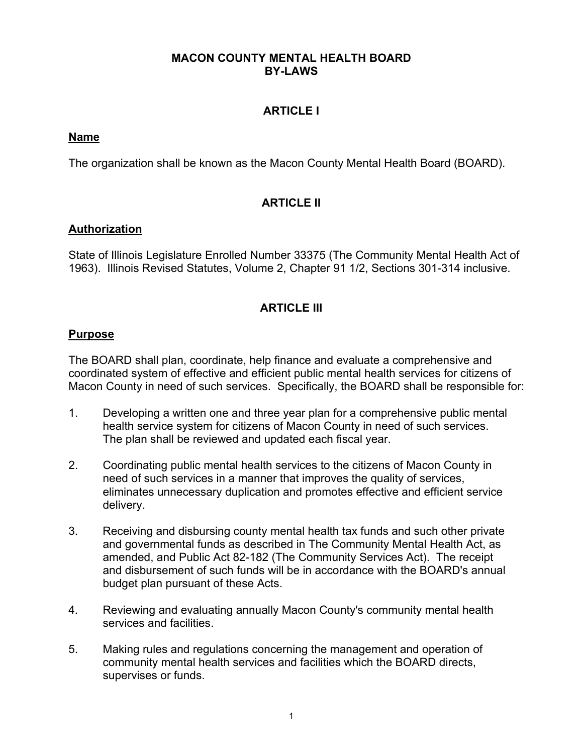# MACON COUNTY MENTAL HEALTH BOARD
# BY-LAWS

## ARTICLE I

### Name

The organization shall be known as the Macon County Mental Health Board (BOARD).

## ARTICLE II

### Authorization

State of Illinois Legislature Enrolled Number 33375 (The Community Mental Health Act of 1963). Illinois Revised Statutes, Volume 2, Chapter 91 1/2, Sections 301-314 inclusive.

## ARTICLE III

### Purpose

The BOARD shall plan, coordinate, help finance and evaluate a comprehensive and coordinated system of effective and efficient public mental health services for citizens of Macon County in need of such services. Specifically, the BOARD shall be responsible for:

1. Developing a written one and three year plan for a comprehensive public mental health service system for citizens of Macon County in need of such services. The plan shall be reviewed and updated each fiscal year.

2. Coordinating public mental health services to the citizens of Macon County in need of such services in a manner that improves the quality of services, eliminates unnecessary duplication and promotes effective and efficient service delivery.

3. Receiving and disbursing county mental health tax funds and such other private and governmental funds as described in The Community Mental Health Act, as amended, and Public Act 82-182 (The Community Services Act). The receipt and disbursement of such funds will be in accordance with the BOARD's annual budget plan pursuant of these Acts.

4. Reviewing and evaluating annually Macon County's community mental health services and facilities.

5. Making rules and regulations concerning the management and operation of community mental health services and facilities which the BOARD directs, supervises or funds.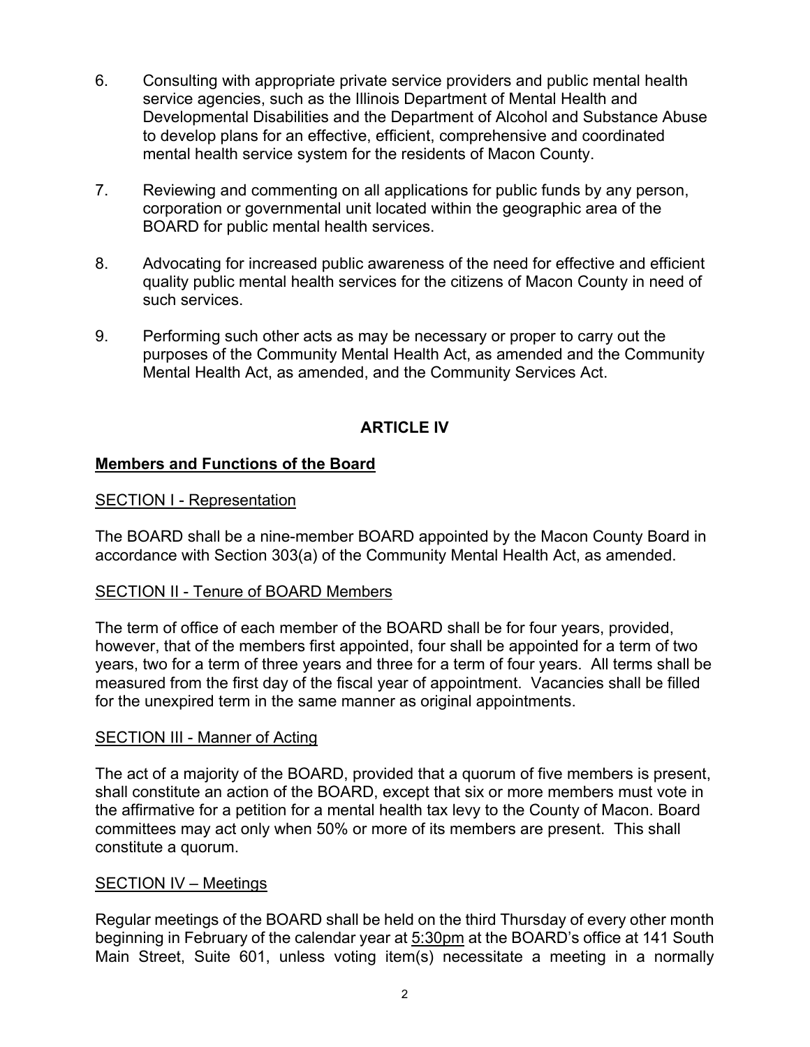6. Consulting with appropriate private service providers and public mental health service agencies, such as the Illinois Department of Mental Health and Developmental Disabilities and the Department of Alcohol and Substance Abuse to develop plans for an effective, efficient, comprehensive and coordinated mental health service system for the residents of Macon County.

7. Reviewing and commenting on all applications for public funds by any person, corporation or governmental unit located within the geographic area of the BOARD for public mental health services.

8. Advocating for increased public awareness of the need for effective and efficient quality public mental health services for the citizens of Macon County in need of such services.

9. Performing such other acts as may be necessary or proper to carry out the purposes of the Community Mental Health Act, as amended and the Community Mental Health Act, as amended, and the Community Services Act.

## ARTICLE IV

### Members and Functions of the Board

SECTION I - Representation

The BOARD shall be a nine-member BOARD appointed by the Macon County Board in accordance with Section 303(a) of the Community Mental Health Act, as amended.

SECTION II - Tenure of BOARD Members

The term of office of each member of the BOARD shall be for four years, provided, however, that of the members first appointed, four shall be appointed for a term of two years, two for a term of three years and three for a term of four years. All terms shall be measured from the first day of the fiscal year of appointment. Vacancies shall be filled for the unexpired term in the same manner as original appointments.

SECTION III - Manner of Acting

The act of a majority of the BOARD, provided that a quorum of five members is present, shall constitute an action of the BOARD, except that six or more members must vote in the affirmative for a petition for a mental health tax levy to the County of Macon. Board committees may act only when 50% or more of its members are present. This shall constitute a quorum.

SECTION IV – Meetings

Regular meetings of the BOARD shall be held on the third Thursday of every other month beginning in February of the calendar year at 5:30pm at the BOARD's office at 141 South Main Street, Suite 601, unless voting item(s) necessitate a meeting in a normally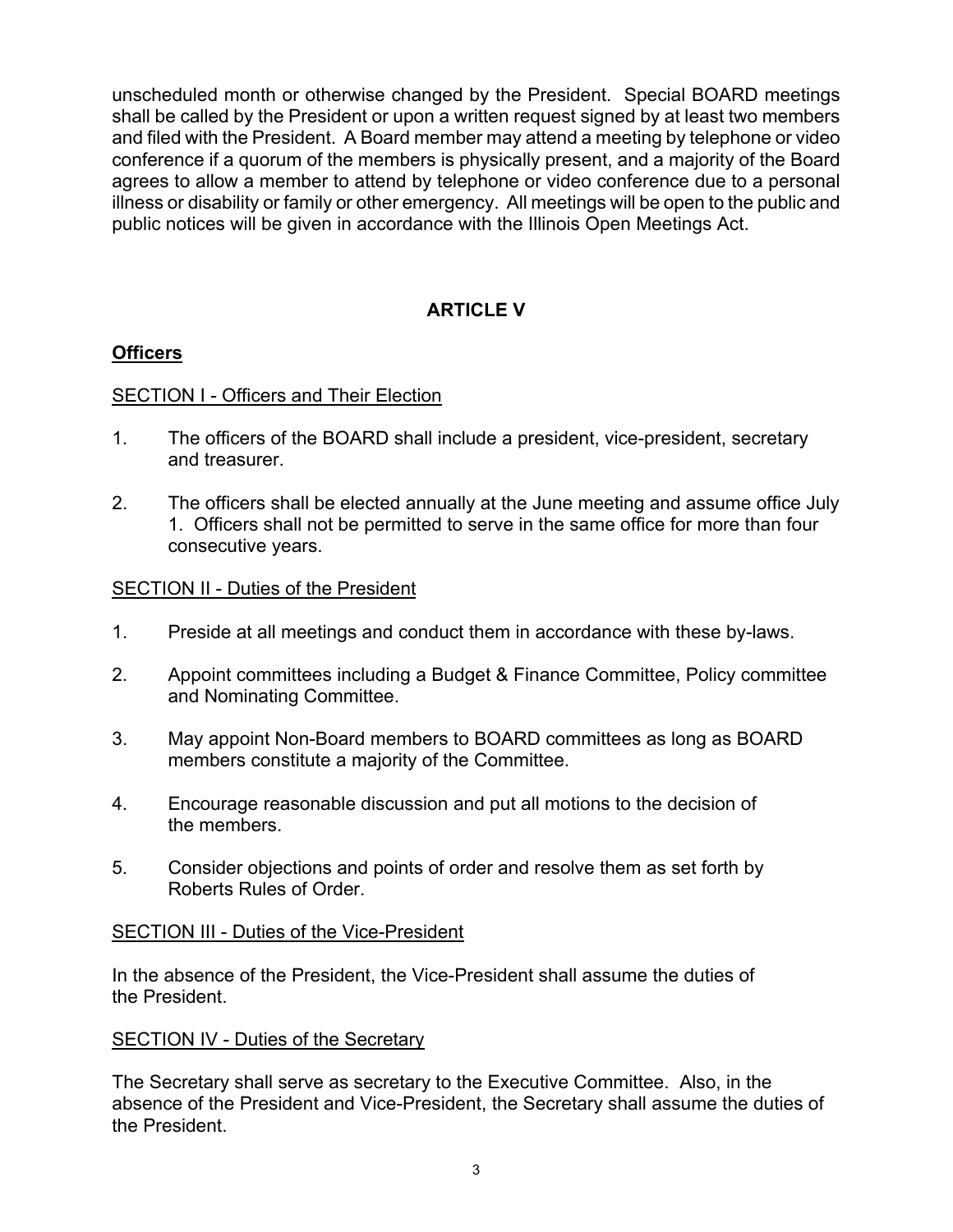unscheduled month or otherwise changed by the President. Special BOARD meetings shall be called by the President or upon a written request signed by at least two members and filed with the President. A Board member may attend a meeting by telephone or video conference if a quorum of the members is physically present, and a majority of the Board agrees to allow a member to attend by telephone or video conference due to a personal illness or disability or family or other emergency. All meetings will be open to the public and public notices will be given in accordance with the Illinois Open Meetings Act.

## ARTICLE V

### Officers

SECTION I - Officers and Their Election

1. The officers of the BOARD shall include a president, vice-president, secretary and treasurer.
2. The officers shall be elected annually at the June meeting and assume office July 1. Officers shall not be permitted to serve in the same office for more than four consecutive years.

SECTION II - Duties of the President

1. Preside at all meetings and conduct them in accordance with these by-laws.
2. Appoint committees including a Budget & Finance Committee, Policy committee and Nominating Committee.
3. May appoint Non-Board members to BOARD committees as long as BOARD members constitute a majority of the Committee.
4. Encourage reasonable discussion and put all motions to the decision of the members.
5. Consider objections and points of order and resolve them as set forth by Roberts Rules of Order.

SECTION III - Duties of the Vice-President

In the absence of the President, the Vice-President shall assume the duties of the President.

SECTION IV - Duties of the Secretary

The Secretary shall serve as secretary to the Executive Committee. Also, in the absence of the President and Vice-President, the Secretary shall assume the duties of the President.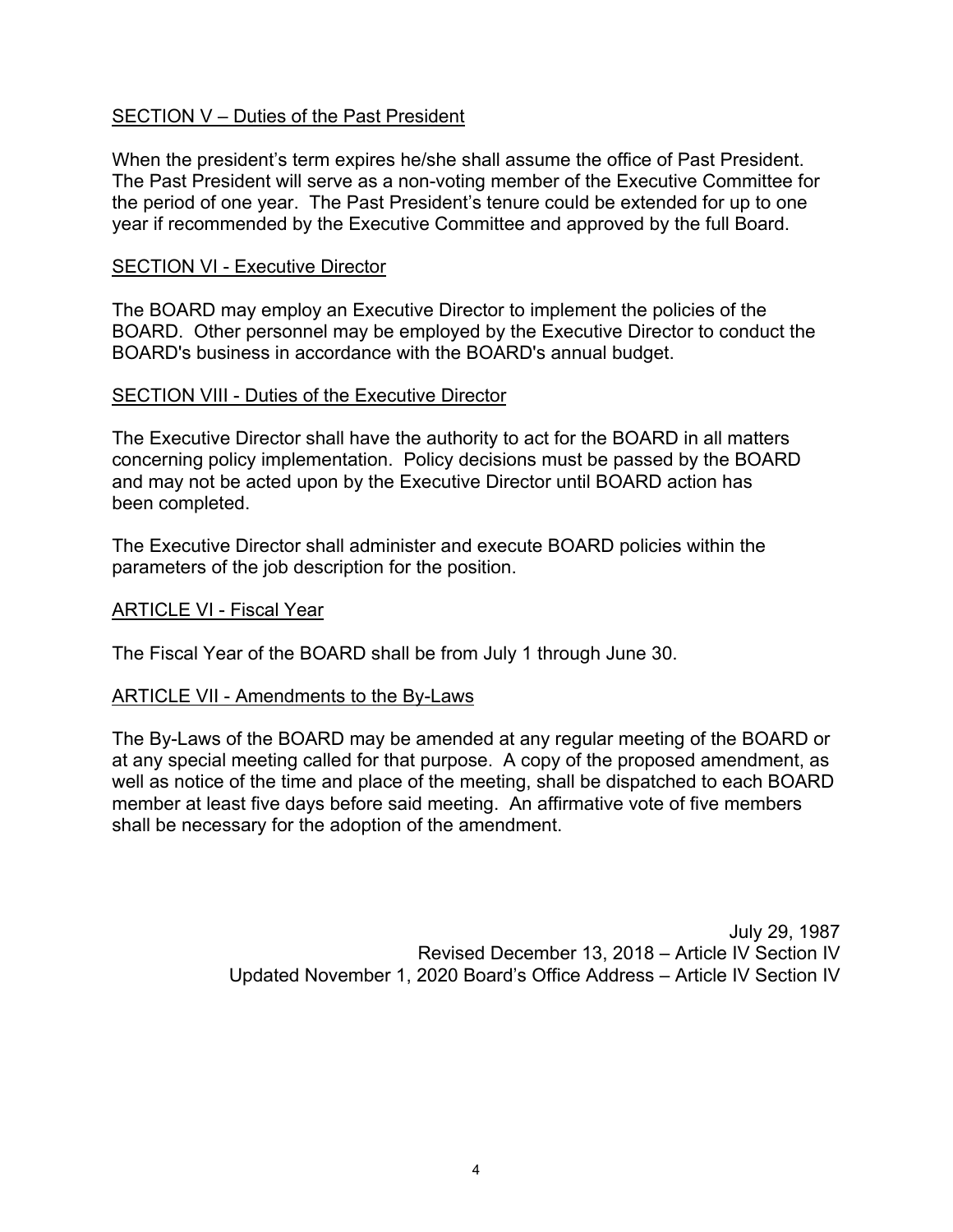## SECTION V – Duties of the Past President

When the president's term expires he/she shall assume the office of Past President. The Past President will serve as a non-voting member of the Executive Committee for the period of one year. The Past President's tenure could be extended for up to one year if recommended by the Executive Committee and approved by the full Board.

## SECTION VI - Executive Director

The BOARD may employ an Executive Director to implement the policies of the BOARD. Other personnel may be employed by the Executive Director to conduct the BOARD's business in accordance with the BOARD's annual budget.

## SECTION VIII - Duties of the Executive Director

The Executive Director shall have the authority to act for the BOARD in all matters concerning policy implementation. Policy decisions must be passed by the BOARD and may not be acted upon by the Executive Director until BOARD action has been completed.

The Executive Director shall administer and execute BOARD policies within the parameters of the job description for the position.

## ARTICLE VI - Fiscal Year

The Fiscal Year of the BOARD shall be from July 1 through June 30.

## ARTICLE VII - Amendments to the By-Laws

The By-Laws of the BOARD may be amended at any regular meeting of the BOARD or at any special meeting called for that purpose. A copy of the proposed amendment, as well as notice of the time and place of the meeting, shall be dispatched to each BOARD member at least five days before said meeting. An affirmative vote of five members shall be necessary for the adoption of the amendment.

July 29, 1987
Revised December 13, 2018 – Article IV Section IV
Updated November 1, 2020 Board's Office Address – Article IV Section IV